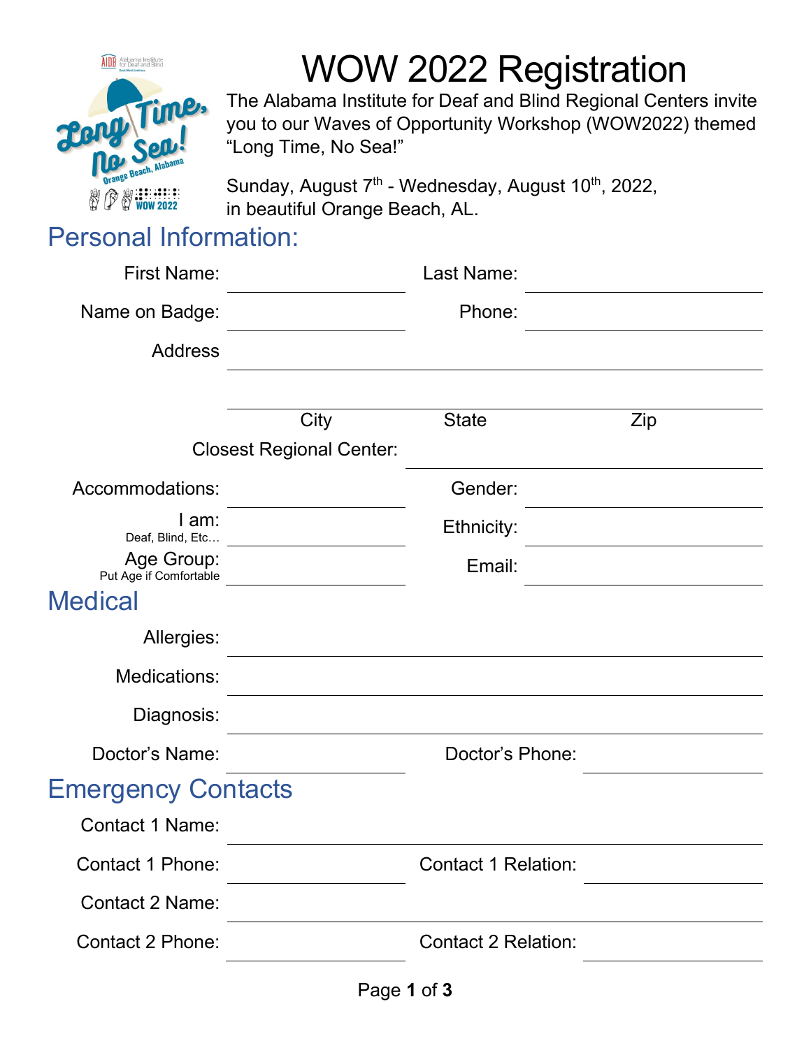# WOW 2022 Registration

The Alabama Institute for Deaf and Blind Regional Centers invite you to our Waves of Opportunity Workshop (WOW2022) themed "Long Time, No Sea!"

Sunday, August 7th - Wednesday, August 10th, 2022, in beautiful Orange Beach, AL.

## Personal Information:

First Name: \_\_\_\_\_\_\_\_\_\_ Last Name: \_\_\_\_\_\_\_\_\_\_

Name on Badge: \_\_\_\_\_\_\_\_\_\_ Phone: \_\_\_\_\_\_\_\_\_\_

Address \_\_\_\_\_\_\_\_\_\_

\_\_\_\_\_\_\_\_\_\_

City State Zip

Closest Regional Center: \_\_\_\_\_\_\_\_\_\_

Accommodations: \_\_\_\_\_\_\_\_\_\_ Gender: \_\_\_\_\_\_\_\_\_\_

I am: (Deaf, Blind, Etc…) \_\_\_\_\_\_\_\_\_\_ Ethnicity: \_\_\_\_\_\_\_\_\_\_

Age Group: (Put Age if Comfortable) \_\_\_\_\_\_\_\_\_\_ Email: \_\_\_\_\_\_\_\_\_\_

## Medical

Allergies: \_\_\_\_\_\_\_\_\_\_

Medications: \_\_\_\_\_\_\_\_\_\_

Diagnosis: \_\_\_\_\_\_\_\_\_\_

Doctor's Name: \_\_\_\_\_\_\_\_\_\_ Doctor's Phone: \_\_\_\_\_\_\_\_\_\_

## Emergency Contacts

Contact 1 Name: \_\_\_\_\_\_\_\_\_\_

Contact 1 Phone: \_\_\_\_\_\_\_\_\_\_ Contact 1 Relation: \_\_\_\_\_\_\_\_\_\_

Contact 2 Name: \_\_\_\_\_\_\_\_\_\_

Contact 2 Phone: \_\_\_\_\_\_\_\_\_\_ Contact 2 Relation: \_\_\_\_\_\_\_\_\_\_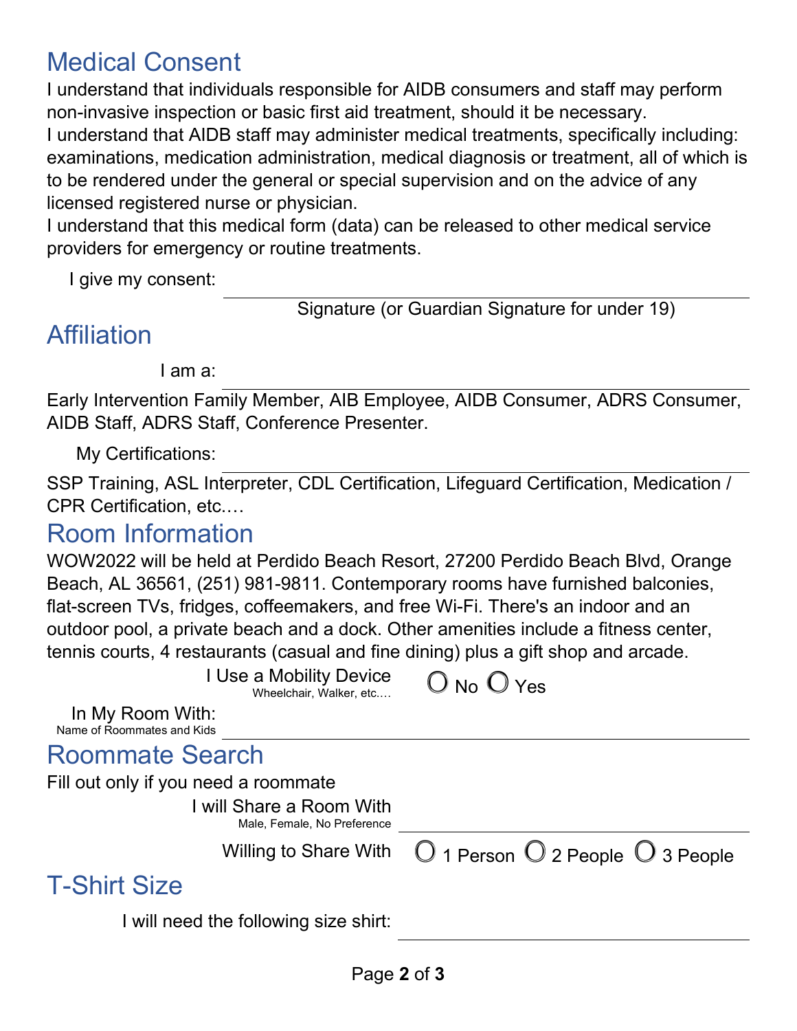## Medical Consent

I understand that individuals responsible for AIDB consumers and staff may perform non-invasive inspection or basic first aid treatment, should it be necessary.
I understand that AIDB staff may administer medical treatments, specifically including: examinations, medication administration, medical diagnosis or treatment, all of which is to be rendered under the general or special supervision and on the advice of any licensed registered nurse or physician.
I understand that this medical form (data) can be released to other medical service providers for emergency or routine treatments.

I give my consent: ______________________________

Signature (or Guardian Signature for under 19)

## Affiliation

I am a: ______________________________

Early Intervention Family Member, AIB Employee, AIDB Consumer, ADRS Consumer, AIDB Staff, ADRS Staff, Conference Presenter.

My Certifications: ______________________________

SSP Training, ASL Interpreter, CDL Certification, Lifeguard Certification, Medication / CPR Certification, etc.…

## Room Information

WOW2022 will be held at Perdido Beach Resort, 27200 Perdido Beach Blvd, Orange Beach, AL 36561, (251) 981-9811. Contemporary rooms have furnished balconies, flat-screen TVs, fridges, coffeemakers, and free Wi-Fi. There's an indoor and an outdoor pool, a private beach and a dock. Other amenities include a fitness center, tennis courts, 4 restaurants (casual and fine dining) plus a gift shop and arcade.

I Use a Mobility Device
Wheelchair, Walker, etc.… ○ No ○ Yes

In My Room With:
Name of Roommates and Kids ______________________________

## Roommate Search

Fill out only if you need a roommate

I will Share a Room With
Male, Female, No Preference ______________________________

Willing to Share With ○ 1 Person ○ 2 People ○ 3 People

## T-Shirt Size

I will need the following size shirt: ______________________________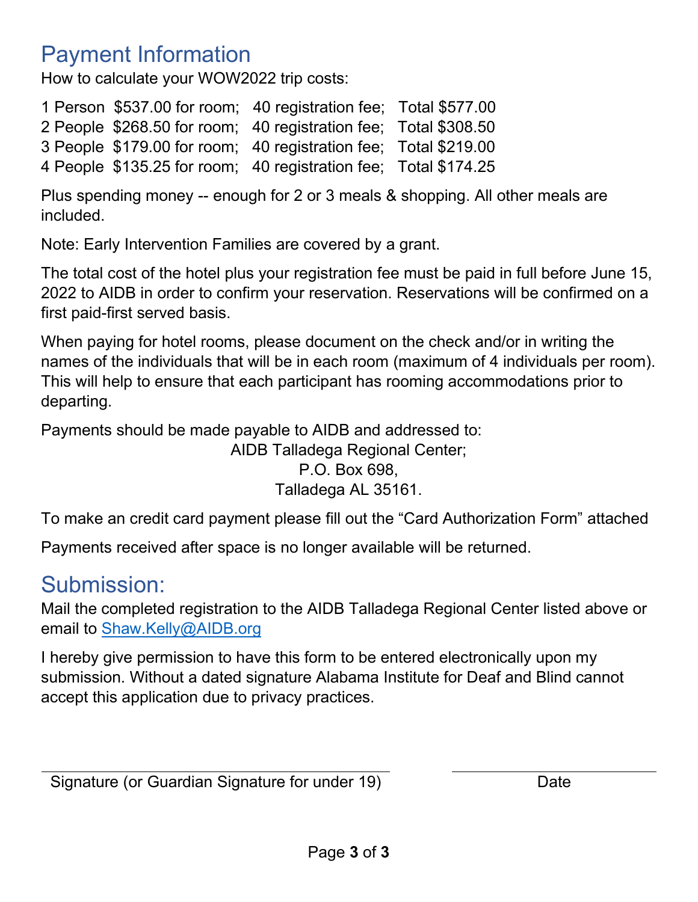## Payment Information

How to calculate your WOW2022 trip costs:

1 Person $537.00 for room; 40 registration fee; Total $577.00
2 People $268.50 for room; 40 registration fee; Total $308.50
3 People $179.00 for room; 40 registration fee; Total $219.00
4 People $135.25 for room; 40 registration fee; Total $174.25

Plus spending money -- enough for 2 or 3 meals & shopping. All other meals are included.

Note: Early Intervention Families are covered by a grant.

The total cost of the hotel plus your registration fee must be paid in full before June 15, 2022 to AIDB in order to confirm your reservation. Reservations will be confirmed on a first paid-first served basis.

When paying for hotel rooms, please document on the check and/or in writing the names of the individuals that will be in each room (maximum of 4 individuals per room). This will help to ensure that each participant has rooming accommodations prior to departing.

Payments should be made payable to AIDB and addressed to:

AIDB Talladega Regional Center;
P.O. Box 698,
Talladega AL 35161.

To make an credit card payment please fill out the "Card Authorization Form" attached

Payments received after space is no longer available will be returned.

## Submission:

Mail the completed registration to the AIDB Talladega Regional Center listed above or email to Shaw.Kelly@AIDB.org

I hereby give permission to have this form to be entered electronically upon my submission. Without a dated signature Alabama Institute for Deaf and Blind cannot accept this application due to privacy practices.

\_\_\_\_\_\_\_\_\_\_\_\_\_\_\_\_\_\_\_\_\_\_\_\_\_\_\_\_\_\_\_\_\_\_\_\_\_\_\_\_ \_\_\_\_\_\_\_\_\_\_\_\_\_\_\_\_\_\_\_\_\_\_\_\_

Signature (or Guardian Signature for under 19) Date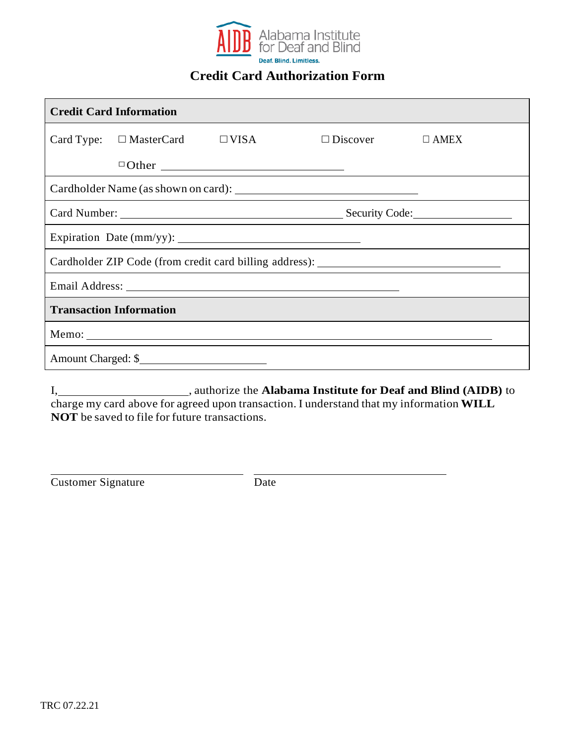AIDB Alabama Institute for Deaf and Blind

Deaf. Blind. Limitless.

# Credit Card Authorization Form

| **Credit Card Information** | | | | |
|---|---|---|---|---|
| Card Type: | ☐ MasterCard | ☐ VISA | ☐ Discover | ☐ AMEX |
| | ☐ Other ______________________ | | | |
| Cardholder Name (as shown on card): ______________________ | | | | |
| Card Number: ______________________ | | | Security Code: ____________ | |
| Expiration Date (mm/yy): ______________________ | | | | |
| Cardholder ZIP Code (from credit card billing address): ______________________ | | | | |
| Email Address: ______________________ | | | | |
| **Transaction Information** | | | | |
| Memo: ______________________ | | | | |
| Amount Charged: $______________ | | | | |

I, ______________________, authorize the **Alabama Institute for Deaf and Blind (AIDB)** to charge my card above for agreed upon transaction. I understand that my information **WILL NOT** be saved to file for future transactions.

______________________ ______________________

Customer Signature Date

TRC 07.22.21